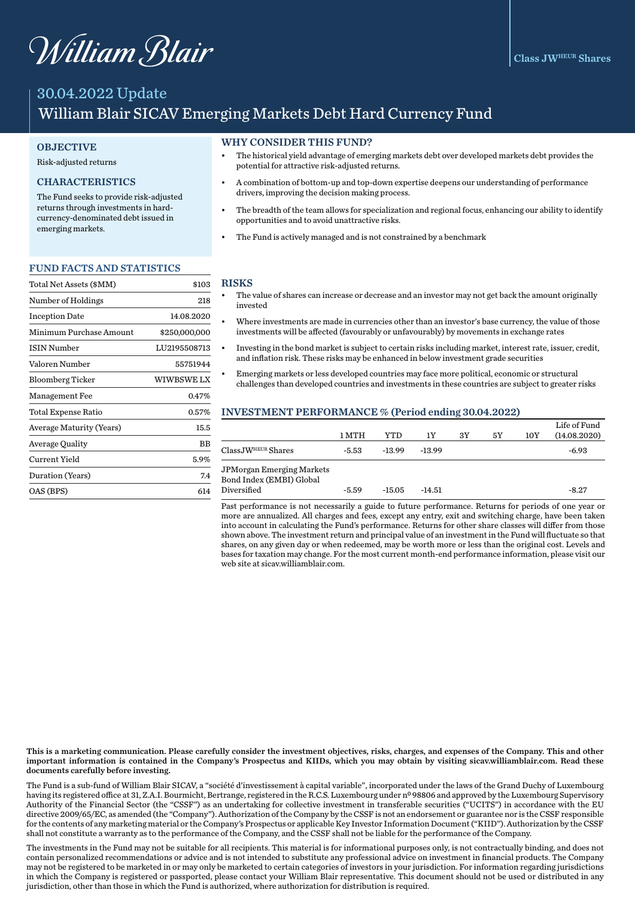William Blair

Class JW HEUR Shares

# 30.04.2022 Update

# William Blair SICAV Emerging Markets Debt Hard Currency Fund

## OBJECTIVE

Risk-adjusted returns

## CHARACTERISTICS

The Fund seeks to provide risk-adjusted returns through investments in hard-currency-denominated debt issued in emerging markets.

## WHY CONSIDER THIS FUND?

- The historical yield advantage of emerging markets debt over developed markets debt provides the potential for attractive risk-adjusted returns.
- A combination of bottom-up and top-down expertise deepens our understanding of performance drivers, improving the decision making process.
- The breadth of the team allows for specialization and regional focus, enhancing our ability to identify opportunities and to avoid unattractive risks.
- The Fund is actively managed and is not constrained by a benchmark

## FUND FACTS AND STATISTICS

| | |
|---|---|
| Total Net Assets ($MM) | $103 |
| Number of Holdings | 218 |
| Inception Date | 14.08.2020 |
| Minimum Purchase Amount | $250,000,000 |
| ISIN Number | LU2195508713 |
| Valoren Number | 55751944 |
| Bloomberg Ticker | WIWBSWE LX |
| Management Fee | 0.47% |
| Total Expense Ratio | 0.57% |
| Average Maturity (Years) | 15.5 |
| Average Quality | BB |
| Current Yield | 5.9% |
| Duration (Years) | 7.4 |
| OAS (BPS) | 614 |

## RISKS

- The value of shares can increase or decrease and an investor may not get back the amount originally invested
- Where investments are made in currencies other than an investor's base currency, the value of those investments will be affected (favourably or unfavourably) by movements in exchange rates
- Investing in the bond market is subject to certain risks including market, interest rate, issuer, credit, and inflation risk. These risks may be enhanced in below investment grade securities
- Emerging markets or less developed countries may face more political, economic or structural challenges than developed countries and investments in these countries are subject to greater risks

## INVESTMENT PERFORMANCE % (Period ending 30.04.2022)

| | 1 MTH | YTD | 1Y | 3Y | 5Y | 10Y | Life of Fund (14.08.2020) |
|---|---|---|---|---|---|---|---|
| Class JW HEUR Shares | -5.53 | -13.99 | -13.99 | | | | -6.93 |
| JPMorgan Emerging Markets Bond Index (EMBI) Global Diversified | -5.59 | -15.05 | -14.51 | | | | -8.27 |

Past performance is not necessarily a guide to future performance. Returns for periods of one year or more are annualized. All charges and fees, except any entry, exit and switching charge, have been taken into account in calculating the Fund's performance. Returns for other share classes will differ from those shown above. The investment return and principal value of an investment in the Fund will fluctuate so that shares, on any given day or when redeemed, may be worth more or less than the original cost. Levels and bases for taxation may change. For the most current month-end performance information, please visit our web site at sicav.williamblair.com.

**This is a marketing communication. Please carefully consider the investment objectives, risks, charges, and expenses of the Company. This and other important information is contained in the Company's Prospectus and KIIDs, which you may obtain by visiting sicav.williamblair.com. Read these documents carefully before investing.**

The Fund is a sub-fund of William Blair SICAV, a "société d'investissement à capital variable", incorporated under the laws of the Grand Duchy of Luxembourg having its registered office at 31, Z.A.I. Bourmicht, Bertrange, registered in the R.C.S. Luxembourg under nº 98806 and approved by the Luxembourg Supervisory Authority of the Financial Sector (the "CSSF") as an undertaking for collective investment in transferable securities ("UCITS") in accordance with the EU directive 2009/65/EC, as amended (the "Company"). Authorization of the Company by the CSSF is not an endorsement or guarantee nor is the CSSF responsible for the contents of any marketing material or the Company's Prospectus or applicable Key Investor Information Document ("KIID"). Authorization by the CSSF shall not constitute a warranty as to the performance of the Company, and the CSSF shall not be liable for the performance of the Company.

The investments in the Fund may not be suitable for all recipients. This material is for informational purposes only, is not contractually binding, and does not contain personalized recommendations or advice and is not intended to substitute any professional advice on investment in financial products. The Company may not be registered to be marketed in or may only be marketed to certain categories of investors in your jurisdiction. For information regarding jurisdictions in which the Company is registered or passported, please contact your William Blair representative. This document should not be used or distributed in any jurisdiction, other than those in which the Fund is authorized, where authorization for distribution is required.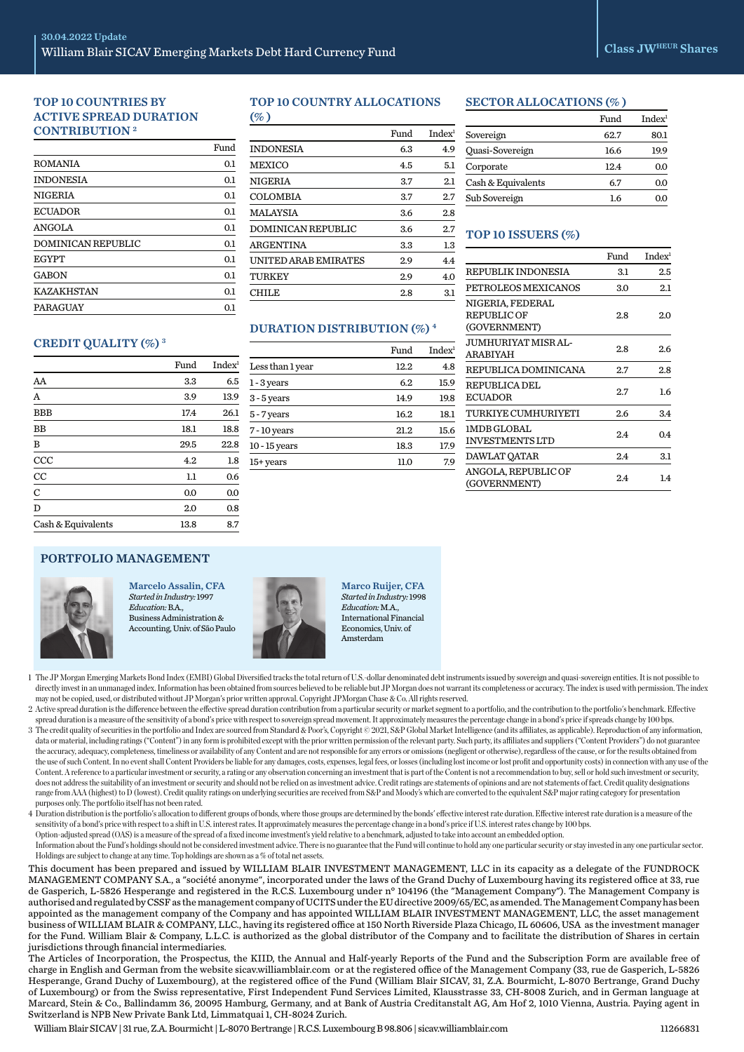30.04.2022 Update

William Blair SICAV Emerging Markets Debt Hard Currency Fund

Class JW[HEUR] Shares

## TOP 10 COUNTRIES BY ACTIVE SPREAD DURATION CONTRIBUTION [2]

| | Fund |
|---|---|
| ROMANIA | 0.1 |
| INDONESIA | 0.1 |
| NIGERIA | 0.1 |
| ECUADOR | 0.1 |
| ANGOLA | 0.1 |
| DOMINICAN REPUBLIC | 0.1 |
| EGYPT | 0.1 |
| GABON | 0.1 |
| KAZAKHSTAN | 0.1 |
| PARAGUAY | 0.1 |

## CREDIT QUALITY (%) [3]

| | Fund | Index[1] |
|---|---|---|
| AA | 3.3 | 6.5 |
| A | 3.9 | 13.9 |
| BBB | 17.4 | 26.1 |
| BB | 18.1 | 18.8 |
| B | 29.5 | 22.8 |
| CCC | 4.2 | 1.8 |
| CC | 1.1 | 0.6 |
| C | 0.0 | 0.0 |
| D | 2.0 | 0.8 |
| Cash & Equivalents | 13.8 | 8.7 |

## TOP 10 COUNTRY ALLOCATIONS (%)

| | Fund | Index[1] |
|---|---|---|
| INDONESIA | 6.3 | 4.9 |
| MEXICO | 4.5 | 5.1 |
| NIGERIA | 3.7 | 2.1 |
| COLOMBIA | 3.7 | 2.7 |
| MALAYSIA | 3.6 | 2.8 |
| DOMINICAN REPUBLIC | 3.6 | 2.7 |
| ARGENTINA | 3.3 | 1.3 |
| UNITED ARAB EMIRATES | 2.9 | 4.4 |
| TURKEY | 2.9 | 4.0 |
| CHILE | 2.8 | 3.1 |

## DURATION DISTRIBUTION (%) [4]

| | Fund | Index[1] |
|---|---|---|
| Less than 1 year | 12.2 | 4.8 |
| 1 - 3 years | 6.2 | 15.9 |
| 3 - 5 years | 14.9 | 19.8 |
| 5 - 7 years | 16.2 | 18.1 |
| 7 - 10 years | 21.2 | 15.6 |
| 10 - 15 years | 18.3 | 17.9 |
| 15+ years | 11.0 | 7.9 |

## SECTOR ALLOCATIONS (%)

| | Fund | Index[1] |
|---|---|---|
| Sovereign | 62.7 | 80.1 |
| Quasi-Sovereign | 16.6 | 19.9 |
| Corporate | 12.4 | 0.0 |
| Cash & Equivalents | 6.7 | 0.0 |
| Sub Sovereign | 1.6 | 0.0 |

## TOP 10 ISSUERS (%)

| | Fund | Index[1] |
|---|---|---|
| REPUBLIK INDONESIA | 3.1 | 2.5 |
| PETROLEOS MEXICANOS | 3.0 | 2.1 |
| NIGERIA, FEDERAL REPUBLIC OF (GOVERNMENT) | 2.8 | 2.0 |
| JUMHURIYAT MISR AL-ARABIYAH | 2.8 | 2.6 |
| REPUBLICA DOMINICANA | 2.7 | 2.8 |
| REPUBLICA DEL ECUADOR | 2.7 | 1.6 |
| TURKIYE CUMHURIYETI | 2.6 | 3.4 |
| 1MDB GLOBAL INVESTMENTS LTD | 2.4 | 0.4 |
| DAWLAT QATAR | 2.4 | 3.1 |
| ANGOLA, REPUBLIC OF (GOVERNMENT) | 2.4 | 1.4 |

## PORTFOLIO MANAGEMENT

**Marcelo Assalin, CFA**
*Started in Industry:* 1997
*Education:* B.A., Business Administration & Accounting, Univ. of São Paulo

**Marco Ruijer, CFA**
*Started in Industry:* 1998
*Education:* M.A., International Financial Economics, Univ. of Amsterdam

1 The JP Morgan Emerging Markets Bond Index (EMBI) Global Diversified tracks the total return of U.S.-dollar denominated debt instruments issued by sovereign and quasi-sovereign entities. It is not possible to directly invest in an unmanaged index. Information has been obtained from sources believed to be reliable but JP Morgan does not warrant its completeness or accuracy. The index is used with permission. The index may not be copied, used, or distributed without JP Morgan's prior written approval. Copyright JPMorgan Chase & Co. All rights reserved.

2 Active spread duration is the difference between the effective spread duration contribution from a particular security or market segment to a portfolio, and the contribution to the portfolio's benchmark. Effective spread duration is a measure of the sensitivity of a bond's price with respect to sovereign spread movement. It approximately measures the percentage change in a bond's price if spreads change by 100 bps.

3 The credit quality of securities in the portfolio and Index are sourced from Standard & Poor's, Copyright © 2021, S&P Global Market Intelligence (and its affiliates, as applicable). Reproduction of any information, data or material, including ratings ("Content") in any form is prohibited except with the prior written permission of the relevant party. Such party, its affiliates and suppliers ("Content Providers") do not guarantee the accuracy, adequacy, completeness, timeliness or availability of any Content and are not responsible for any errors or omissions (negligent or otherwise), regardless of the cause, or for the results obtained from the use of such Content. In no event shall Content Providers be liable for any damages, costs, expenses, legal fees, or losses (including lost income or lost profit and opportunity costs) in connection with any use of the Content. A reference to a particular investment or security, a rating or any observation concerning an investment that is part of the Content is not a recommendation to buy, sell or hold such investment or security, does not address the suitability of an investment or security and should not be relied on as investment advice. Credit ratings are statements of opinions and are not statements of fact. Credit quality designations range from AAA (highest) to D (lowest). Credit quality ratings on underlying securities are received from S&P and Moody's which are converted to the equivalent S&P major rating category for presentation purposes only. The portfolio itself has not been rated.

4 Duration distribution is the portfolio's allocation to different groups of bonds, where those groups are determined by the bonds' effective interest rate duration. Effective interest rate duration is a measure of the sensitivity of a bond's price with respect to a shift in U.S. interest rates. It approximately measures the percentage change in a bond's price if U.S. interest rates change by 100 bps.

Option-adjusted spread (OAS) is a measure of the spread of a fixed income investment's yield relative to a benchmark, adjusted to take into account an embedded option.

Information about the Fund's holdings should not be considered investment advice. There is no guarantee that the Fund will continue to hold any one particular security or stay invested in any one particular sector. Holdings are subject to change at any time. Top holdings are shown as a % of total net assets.

This document has been prepared and issued by WILLIAM BLAIR INVESTMENT MANAGEMENT, LLC in its capacity as a delegate of the FUNDROCK MANAGEMENT COMPANY S.A., a "société anonyme", incorporated under the laws of the Grand Duchy of Luxembourg having its registered office at 33, rue de Gasperich, L-5826 Hesperange and registered in the R.C.S. Luxembourg under n° 104196 (the "Management Company"). The Management Company is authorised and regulated by CSSF as the management company of UCITS under the EU directive 2009/65/EC, as amended. The Management Company has been appointed as the management company of the Company and has appointed WILLIAM BLAIR INVESTMENT MANAGEMENT, LLC, the asset management business of WILLIAM BLAIR & COMPANY, LLC., having its registered office at 150 North Riverside Plaza Chicago, IL 60606, USA as the investment manager for the Fund. William Blair & Company, L.L.C. is authorized as the global distributor of the Company and to facilitate the distribution of Shares in certain jurisdictions through financial intermediaries.

The Articles of Incorporation, the Prospectus, the KIID, the Annual and Half-yearly Reports of the Fund and the Subscription Form are available free of charge in English and German from the website sicav.williamblair.com or at the registered office of the Management Company (33, rue de Gasperich, L-5826 Hesperange, Grand Duchy of Luxembourg), at the registered office of the Fund (William Blair SICAV, 31, Z.A. Bourmicht, L-8070 Bertrange, Grand Duchy of Luxembourg) or from the Swiss representative, First Independent Fund Services Limited, Klausstrasse 33, CH-8008 Zurich, and in German language at Marcard, Stein & Co., Ballindamm 36, 20095 Hamburg, Germany, and at Bank of Austria Creditanstalt AG, Am Hof 2, 1010 Vienna, Austria. Paying agent in Switzerland is NPB New Private Bank Ltd, Limmatquai 1, CH-8024 Zurich.

William Blair SICAV | 31 rue, Z.A. Bourmicht | L-8070 Bertrange | R.C.S. Luxembourg B 98.806 | sicav.williamblair.com 11266831